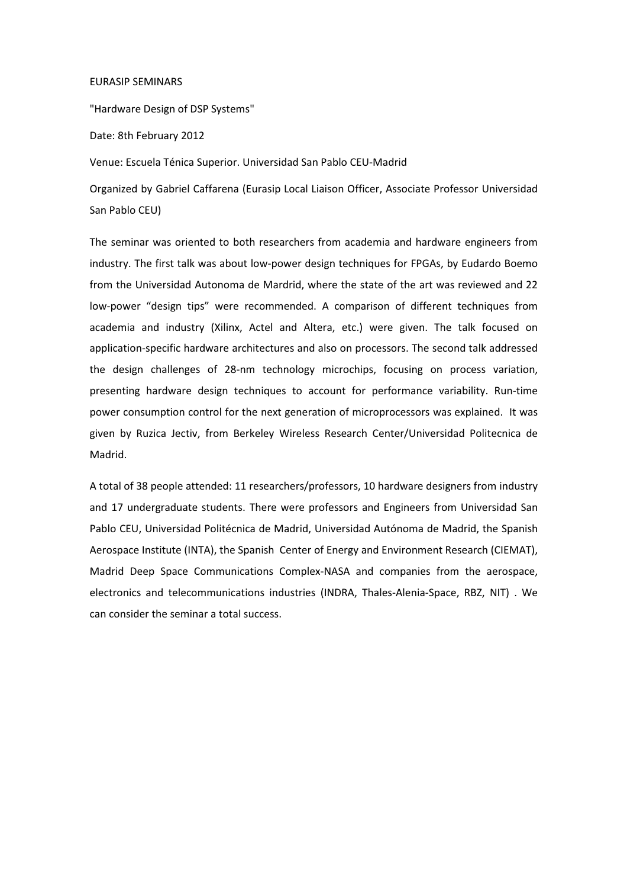EURASIP SEMINARS

"Hardware Design of DSP Systems"

Date: 8th February 2012

Venue: Escuela Ténica Superior. Universidad San Pablo CEU-Madrid

Organized by Gabriel Caffarena (Eurasip Local Liaison Officer, Associate Professor Universidad San Pablo CEU)

The seminar was oriented to both researchers from academia and hardware engineers from industry. The first talk was about low-power design techniques for FPGAs, by Eudardo Boemo from the Universidad Autonoma de Mardrid, where the state of the art was reviewed and 22 low-power "design tips" were recommended. A comparison of different techniques from academia and industry (Xilinx, Actel and Altera, etc.) were given. The talk focused on application-specific hardware architectures and also on processors. The second talk addressed the design challenges of 28-nm technology microchips, focusing on process variation, presenting hardware design techniques to account for performance variability. Run-time power consumption control for the next generation of microprocessors was explained. It was given by Ruzica Jectiv, from Berkeley Wireless Research Center/Universidad Politecnica de Madrid.

A total of 38 people attended: 11 researchers/professors, 10 hardware designers from industry and 17 undergraduate students. There were professors and Engineers from Universidad San Pablo CEU, Universidad Politécnica de Madrid, Universidad Autónoma de Madrid, the Spanish Aerospace Institute (INTA), the Spanish Center of Energy and Environment Research (CIEMAT), Madrid Deep Space Communications Complex-NASA and companies from the aerospace, electronics and telecommunications industries (INDRA, Thales-Alenia-Space, RBZ, NIT) . We can consider the seminar a total success.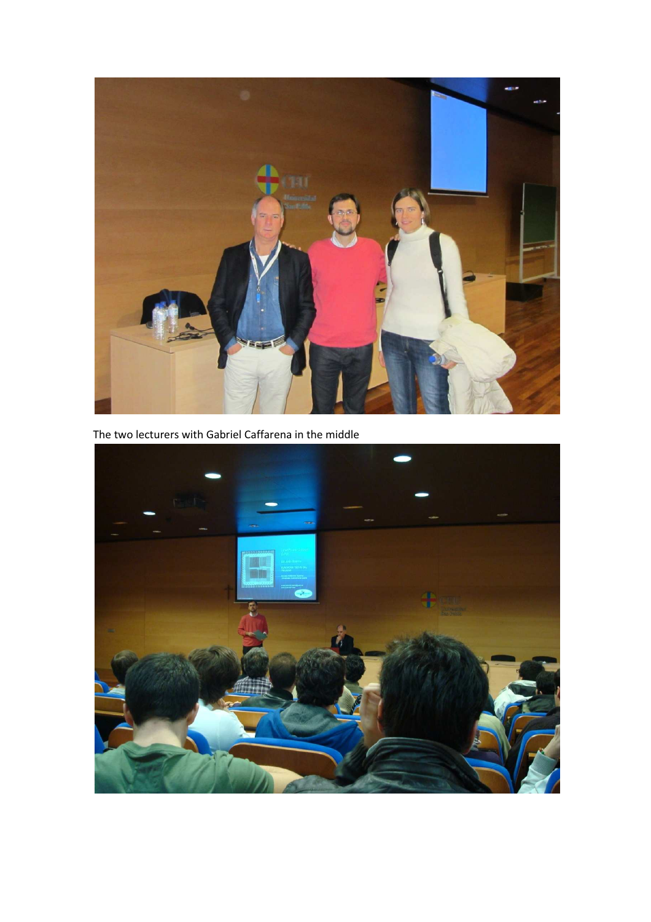The two lecturers with Gabriel Caffarena in the middle